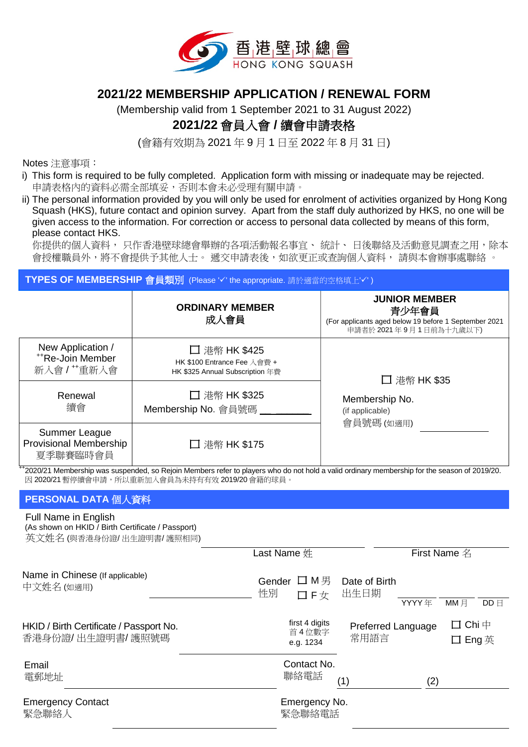香港壁球總會
HONG KONG SQUASH

# 2021/22 MEMBERSHIP APPLICATION / RENEWAL FORM

(Membership valid from 1 September 2021 to 31 August 2022)

# 2021/22 會員入會 / 續會申請表格

(會籍有效期為 2021 年 9 月 1 日至 2022 年 8 月 31 日)

Notes 注意事項：

i) This form is required to be fully completed. Application form with missing or inadequate may be rejected.
申請表格內的資料必需全部填妥，否則本會未必受理有關申請。

ii) The personal information provided by you will only be used for enrolment of activities organized by Hong Kong Squash (HKS), future contact and opinion survey. Apart from the staff duly authorized by HKS, no one will be given access to the information. For correction or access to personal data collected by means of this form, please contact HKS.
你提供的個人資料， 只作香港壁球總會舉辦的各項活動報名事宜、 統計、 日後聯絡及活動意見調查之用，除本會授權職員外，將不會提供予其他人士。 遞交申請表後，如欲更正或查詢個人資料， 請與本會辦事處聯絡 。

## TYPES OF MEMBERSHIP 會員類別 (Please '✓' the appropriate. 請於適當的空格填上'✓' )

| | ORDINARY MEMBER 成人會員 | JUNIOR MEMBER 青少年會員 (For applicants aged below 19 before 1 September 2021 申請者於 2021 年 9 月 1 日前為十九歲以下) |
|---|---|---|
| New Application / ++Re-Join Member 新入會 / ++重新入會 | ☐ 港幣 HK $425<br>HK $100 Entrance Fee 入會費 +<br>HK $325 Annual Subscription 年費 | ☐ 港幣 HK $35<br>Membership No. (if applicable)<br>會員號碼 (如適用) ________ |
| Renewal 續會 | ☐ 港幣 HK $325<br>Membership No. 會員號碼 ________ | |
| Summer League Provisional Membership 夏季聯賽臨時會員 | ☐ 港幣 HK $175 | |

++2020/21 Membership was suspended, so Rejoin Members refer to players who do not hold a valid ordinary membership for the season of 2019/20.
因 2020/21 暫停續會申請，所以重新加入會員為未持有有效 2019/20 會籍的球員。

## PERSONAL DATA 個人資料

Full Name in English
(As shown on HKID / Birth Certificate / Passport)
英文姓名 (與香港身份證/ 出生證明書/ 護照相同)

________ Last Name 姓 ________ First Name 名

Name in Chinese (If applicable) 中文姓名 (如適用) ________

Gender 性別 ☐ M 男 ☐ F 女

Date of Birth 出生日期 ____ YYYY 年 ____ MM 月 ____ DD 日

HKID / Birth Certificate / Passport No. 香港身份證/ 出生證明書/ 護照號碼 ________ first 4 digits 首 4 位數字 e.g. 1234

Preferred Language 常用語言 ☐ Chi 中 ☐ Eng 英

Email 電郵地址 ________

Contact No. 聯絡電話 (1) ________ (2) ________

Emergency Contact 緊急聯絡人 ________

Emergency No. 緊急聯絡電話 ________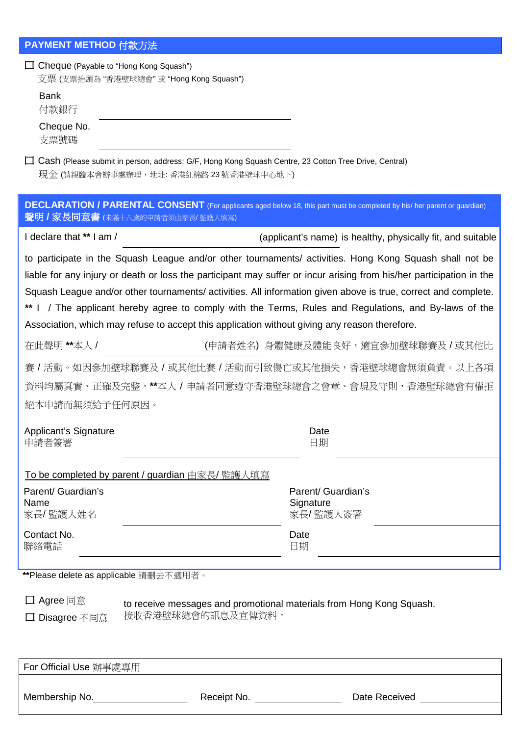## PAYMENT METHOD 付款方法

☐ Cheque (Payable to “Hong Kong Squash”)
支票 (支票抬頭為 “香港壁球總會” 或 “Hong Kong Squash”)

Bank
付款銀行 ______________________________

Cheque No.
支票號碼 ______________________________

☐ Cash (Please submit in person, address: G/F, Hong Kong Squash Centre, 23 Cotton Tree Drive, Central)
現金 (請親臨本會辦事處辦理，地址: 香港紅棉路 23 號香港壁球中心地下)

## DECLARATION / PARENTAL CONSENT (For applicants aged below 18, this part must be completed by his/ her parent or guardian)
## 聲明 / 家長同意書 (未滿十八歲的申請者須由家長/ 監護人填寫)

I declare that ** I am / ______________________________ (applicant's name) is healthy, physically fit, and suitable to participate in the Squash League and/or other tournaments/ activities. Hong Kong Squash shall not be liable for any injury or death or loss the participant may suffer or incur arising from his/her participation in the Squash League and/or other tournaments/ activities. All information given above is true, correct and complete. ** I / The applicant hereby agree to comply with the Terms, Rules and Regulations, and By-laws of the Association, which may refuse to accept this application without giving any reason therefore.

在此聲明 **本人 / ______________________________ (申請者姓名) 身體健康及體能良好，適宜參加壁球聯賽及 / 或其他比賽 / 活動。如因參加壁球聯賽及 / 或其他比賽 / 活動而引致傷亡或其他損失，香港壁球總會無須負責。以上各項資料均屬真實、正確及完整。**本人 / 申請者同意遵守香港壁球總會之會章、會規及守則，香港壁球總會有權拒絕本申請而無須給予任何原因。

Applicant's Signature
申請者簽署 ______________________________

Date
日期 ______________________________

To be completed by parent / guardian 由家長/ 監護人填寫

Parent/ Guardian's Name
家長/ 監護人姓名 ______________________________

Parent/ Guardian's Signature
家長/ 監護人簽署 ______________________________

Contact No.
聯絡電話 ______________________________

Date
日期 ______________________________

**Please delete as applicable 請刪去不適用者。

☐ Agree 同意
☐ Disagree 不同意

to receive messages and promotional materials from Hong Kong Squash.
接收香港壁球總會的訊息及宣傳資料。

For Official Use 辦事處專用

Membership No. ____________________ Receipt No. ____________________ Date Received ____________________